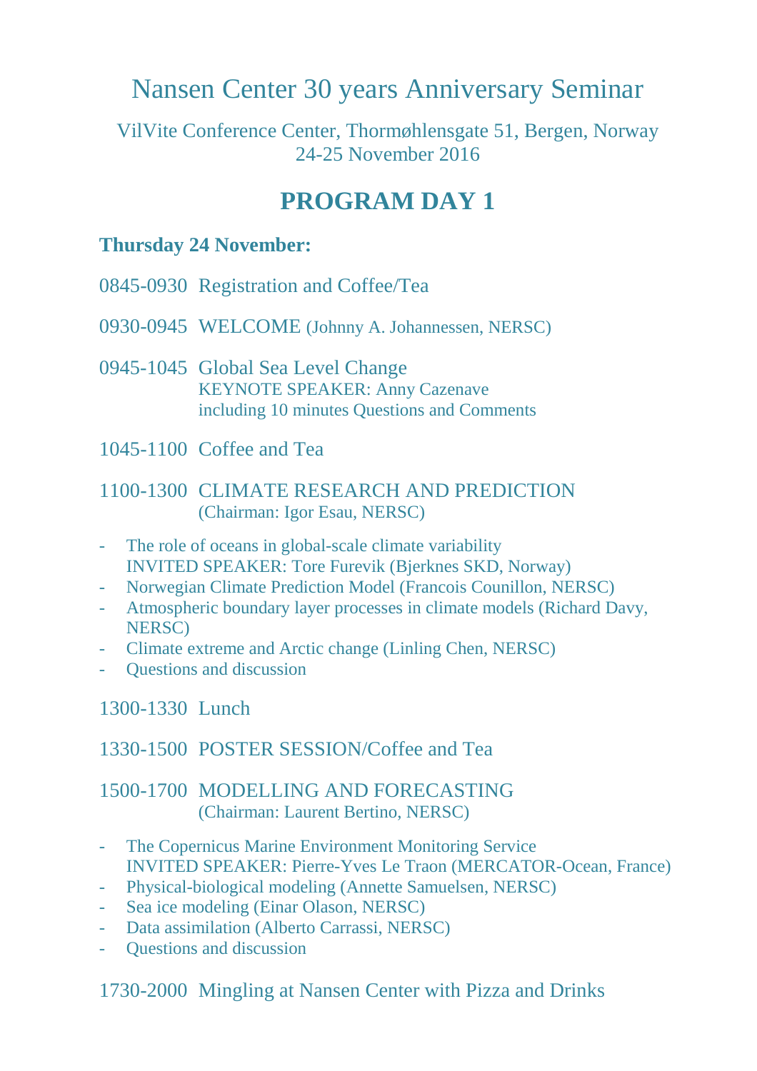# Nansen Center 30 years Anniversary Seminar

VilVite Conference Center, Thormøhlensgate 51, Bergen, Norway
24-25 November 2016

## PROGRAM DAY 1

**Thursday 24 November:**

0845-0930 Registration and Coffee/Tea

0930-0945 WELCOME (Johnny A. Johannessen, NERSC)

0945-1045 Global Sea Level Change
KEYNOTE SPEAKER: Anny Cazenave
including 10 minutes Questions and Comments

1045-1100 Coffee and Tea

1100-1300 CLIMATE RESEARCH AND PREDICTION
(Chairman: Igor Esau, NERSC)

- The role of oceans in global-scale climate variability
  INVITED SPEAKER: Tore Furevik (Bjerknes SKD, Norway)
- Norwegian Climate Prediction Model (Francois Counillon, NERSC)
- Atmospheric boundary layer processes in climate models (Richard Davy, NERSC)
- Climate extreme and Arctic change (Linling Chen, NERSC)
- Questions and discussion

1300-1330 Lunch

1330-1500 POSTER SESSION/Coffee and Tea

1500-1700 MODELLING AND FORECASTING
(Chairman: Laurent Bertino, NERSC)

- The Copernicus Marine Environment Monitoring Service
  INVITED SPEAKER: Pierre-Yves Le Traon (MERCATOR-Ocean, France)
- Physical-biological modeling (Annette Samuelsen, NERSC)
- Sea ice modeling (Einar Olason, NERSC)
- Data assimilation (Alberto Carrassi, NERSC)
- Questions and discussion

1730-2000 Mingling at Nansen Center with Pizza and Drinks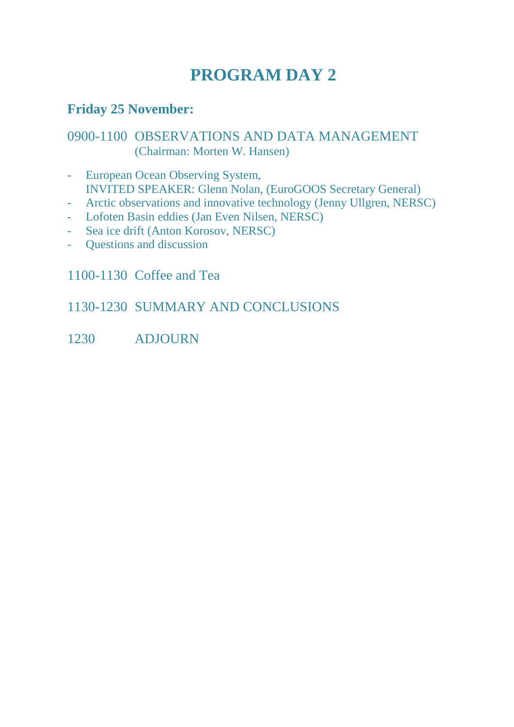# PROGRAM DAY 2

## Friday 25 November:

0900-1100 OBSERVATIONS AND DATA MANAGEMENT
(Chairman: Morten W. Hansen)

- European Ocean Observing System,
  INVITED SPEAKER: Glenn Nolan, (EuroGOOS Secretary General)
- Arctic observations and innovative technology (Jenny Ullgren, NERSC)
- Lofoten Basin eddies (Jan Even Nilsen, NERSC)
- Sea ice drift (Anton Korosov, NERSC)
- Questions and discussion

1100-1130 Coffee and Tea

1130-1230 SUMMARY AND CONCLUSIONS

1230 ADJOURN